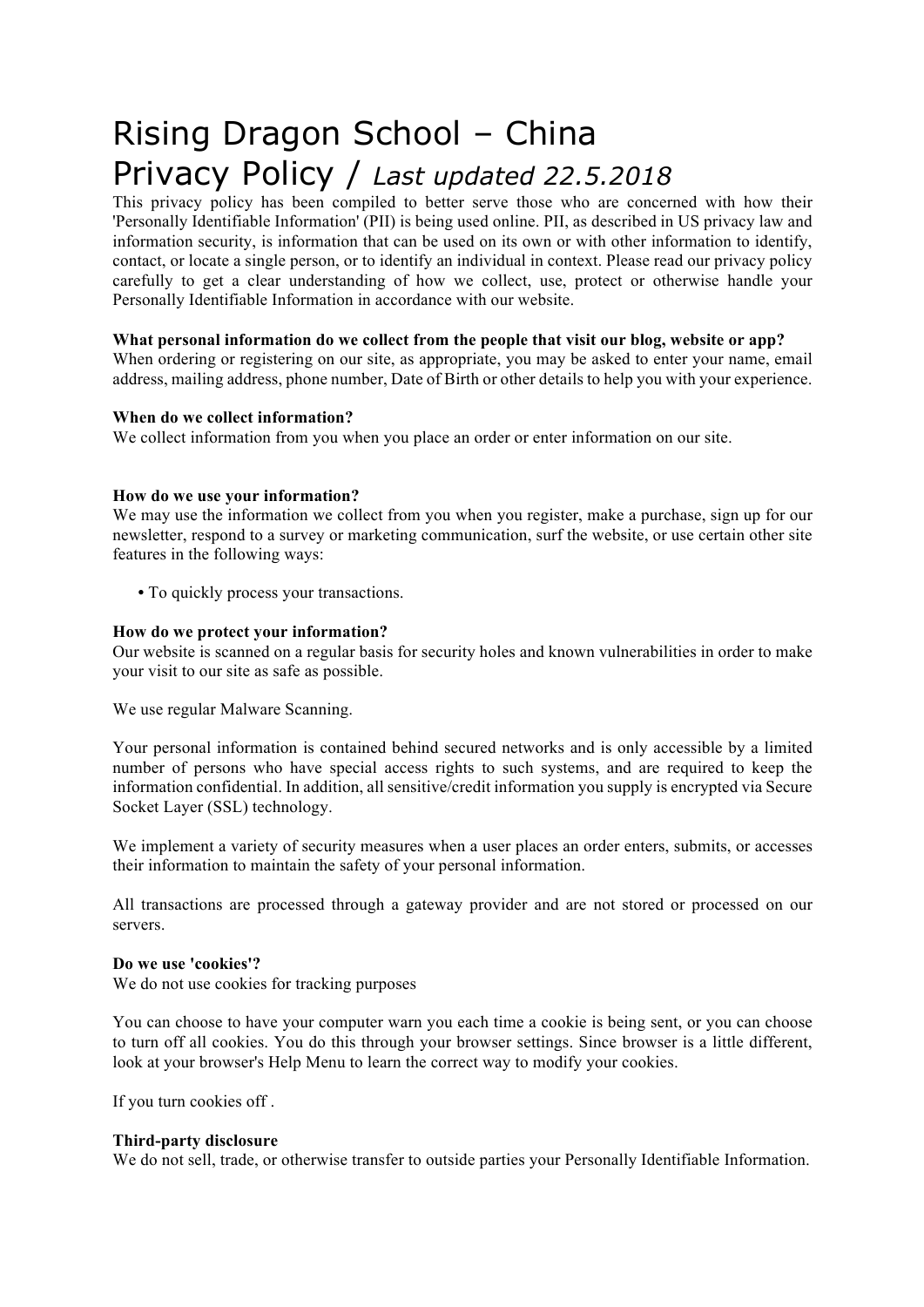# Rising Dragon School – China

# Privacy Policy / *Last updated 22.5.2018*

This privacy policy has been compiled to better serve those who are concerned with how their 'Personally Identifiable Information' (PII) is being used online. PII, as described in US privacy law and information security, is information that can be used on its own or with other information to identify, contact, or locate a single person, or to identify an individual in context. Please read our privacy policy carefully to get a clear understanding of how we collect, use, protect or otherwise handle your Personally Identifiable Information in accordance with our website.

**What personal information do we collect from the people that visit our blog, website or app?**
When ordering or registering on our site, as appropriate, you may be asked to enter your name, email address, mailing address, phone number, Date of Birth or other details to help you with your experience.

**When do we collect information?**
We collect information from you when you place an order or enter information on our site.

**How do we use your information?**
We may use the information we collect from you when you register, make a purchase, sign up for our newsletter, respond to a survey or marketing communication, surf the website, or use certain other site features in the following ways:

- To quickly process your transactions.

**How do we protect your information?**
Our website is scanned on a regular basis for security holes and known vulnerabilities in order to make your visit to our site as safe as possible.

We use regular Malware Scanning.

Your personal information is contained behind secured networks and is only accessible by a limited number of persons who have special access rights to such systems, and are required to keep the information confidential. In addition, all sensitive/credit information you supply is encrypted via Secure Socket Layer (SSL) technology.

We implement a variety of security measures when a user places an order enters, submits, or accesses their information to maintain the safety of your personal information.

All transactions are processed through a gateway provider and are not stored or processed on our servers.

**Do we use 'cookies'?**
We do not use cookies for tracking purposes

You can choose to have your computer warn you each time a cookie is being sent, or you can choose to turn off all cookies. You do this through your browser settings. Since browser is a little different, look at your browser's Help Menu to learn the correct way to modify your cookies.

If you turn cookies off .

**Third-party disclosure**
We do not sell, trade, or otherwise transfer to outside parties your Personally Identifiable Information.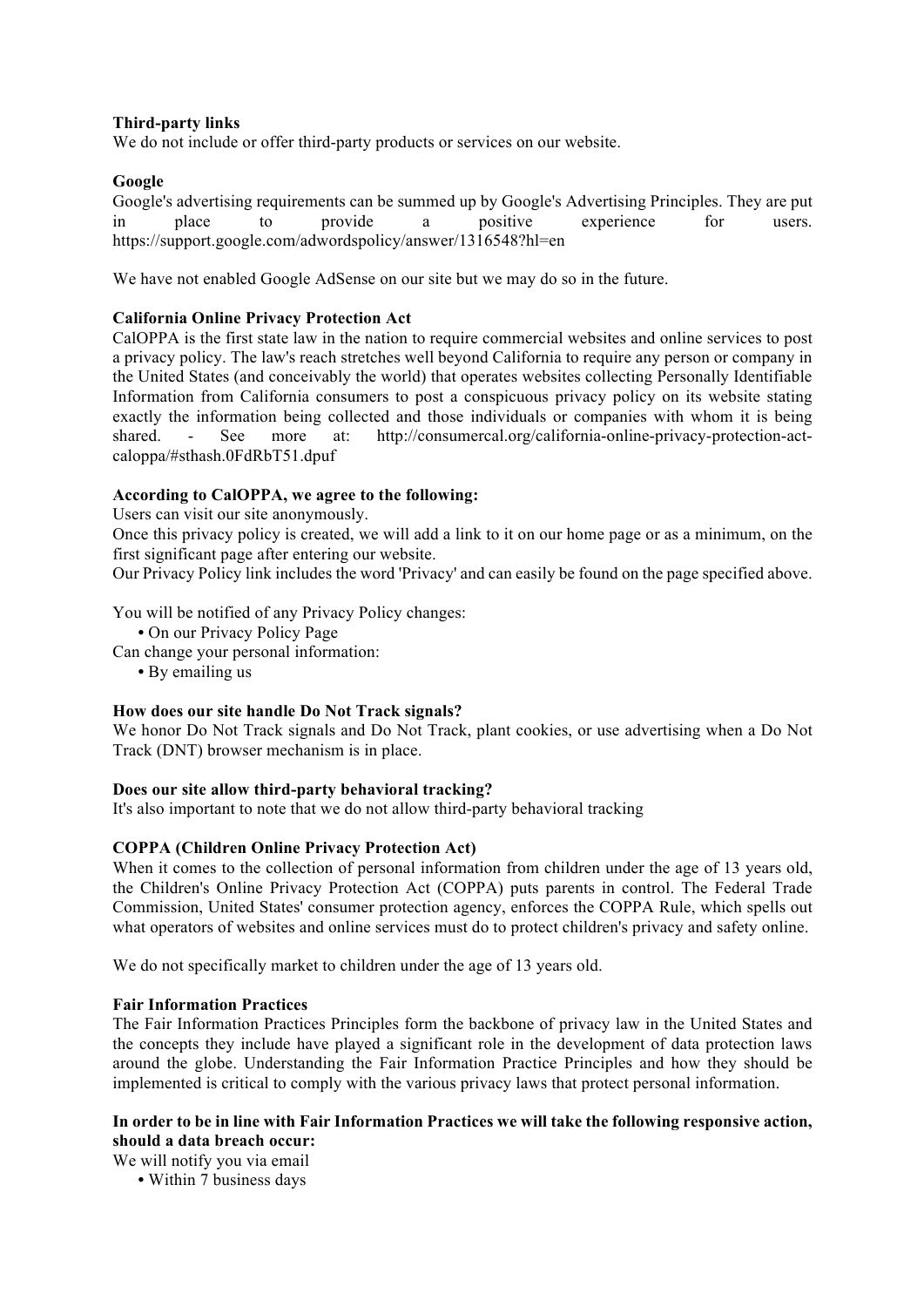**Third-party links**
We do not include or offer third-party products or services on our website.

**Google**
Google's advertising requirements can be summed up by Google's Advertising Principles. They are put in place to provide a positive experience for users. https://support.google.com/adwordspolicy/answer/1316548?hl=en

We have not enabled Google AdSense on our site but we may do so in the future.

**California Online Privacy Protection Act**
CalOPPA is the first state law in the nation to require commercial websites and online services to post a privacy policy. The law's reach stretches well beyond California to require any person or company in the United States (and conceivably the world) that operates websites collecting Personally Identifiable Information from California consumers to post a conspicuous privacy policy on its website stating exactly the information being collected and those individuals or companies with whom it is being shared. - See more at: http://consumercal.org/california-online-privacy-protection-act-caloppa/#sthash.0FdRbT51.dpuf

**According to CalOPPA, we agree to the following:**
Users can visit our site anonymously.
Once this privacy policy is created, we will add a link to it on our home page or as a minimum, on the first significant page after entering our website.
Our Privacy Policy link includes the word 'Privacy' and can easily be found on the page specified above.

You will be notified of any Privacy Policy changes:
- On our Privacy Policy Page

Can change your personal information:
- By emailing us

**How does our site handle Do Not Track signals?**
We honor Do Not Track signals and Do Not Track, plant cookies, or use advertising when a Do Not Track (DNT) browser mechanism is in place.

**Does our site allow third-party behavioral tracking?**
It's also important to note that we do not allow third-party behavioral tracking

**COPPA (Children Online Privacy Protection Act)**
When it comes to the collection of personal information from children under the age of 13 years old, the Children's Online Privacy Protection Act (COPPA) puts parents in control. The Federal Trade Commission, United States' consumer protection agency, enforces the COPPA Rule, which spells out what operators of websites and online services must do to protect children's privacy and safety online.

We do not specifically market to children under the age of 13 years old.

**Fair Information Practices**
The Fair Information Practices Principles form the backbone of privacy law in the United States and the concepts they include have played a significant role in the development of data protection laws around the globe. Understanding the Fair Information Practice Principles and how they should be implemented is critical to comply with the various privacy laws that protect personal information.

**In order to be in line with Fair Information Practices we will take the following responsive action, should a data breach occur:**
We will notify you via email
- Within 7 business days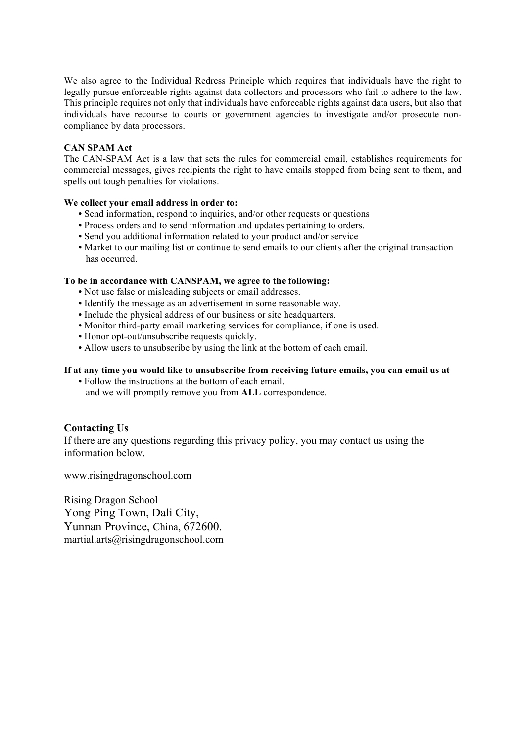We also agree to the Individual Redress Principle which requires that individuals have the right to legally pursue enforceable rights against data collectors and processors who fail to adhere to the law. This principle requires not only that individuals have enforceable rights against data users, but also that individuals have recourse to courts or government agencies to investigate and/or prosecute non-compliance by data processors.

**CAN SPAM Act**

The CAN-SPAM Act is a law that sets the rules for commercial email, establishes requirements for commercial messages, gives recipients the right to have emails stopped from being sent to them, and spells out tough penalties for violations.

**We collect your email address in order to:**

- Send information, respond to inquiries, and/or other requests or questions
- Process orders and to send information and updates pertaining to orders.
- Send you additional information related to your product and/or service
- Market to our mailing list or continue to send emails to our clients after the original transaction has occurred.

**To be in accordance with CANSPAM, we agree to the following:**

- Not use false or misleading subjects or email addresses.
- Identify the message as an advertisement in some reasonable way.
- Include the physical address of our business or site headquarters.
- Monitor third-party email marketing services for compliance, if one is used.
- Honor opt-out/unsubscribe requests quickly.
- Allow users to unsubscribe by using the link at the bottom of each email.

**If at any time you would like to unsubscribe from receiving future emails, you can email us at**

- Follow the instructions at the bottom of each email.

  and we will promptly remove you from **ALL** correspondence.

## Contacting Us

If there are any questions regarding this privacy policy, you may contact us using the information below.

www.risingdragonschool.com

Rising Dragon School
Yong Ping Town, Dali City,
Yunnan Province, China, 672600.
martial.arts@risingdragonschool.com